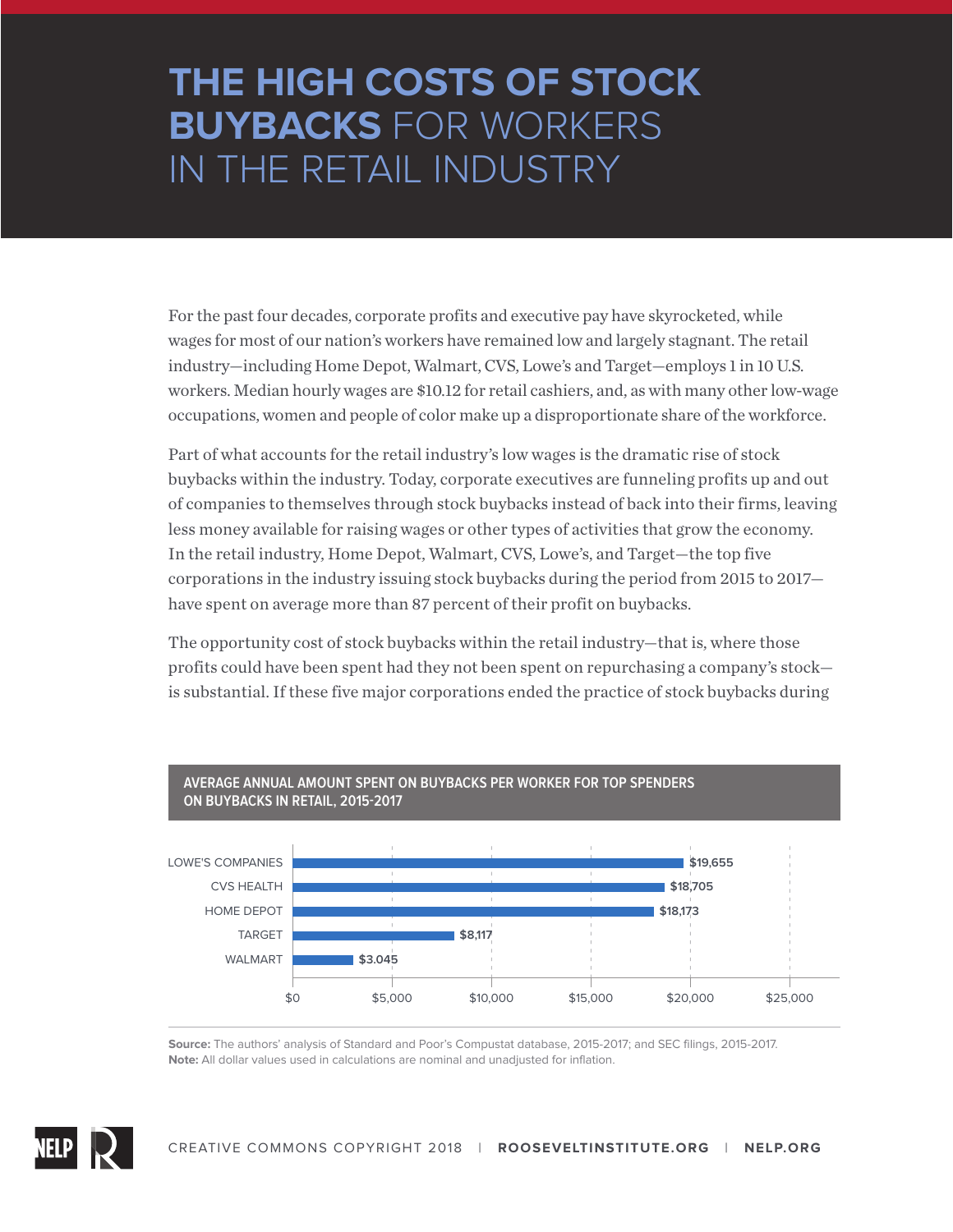# THE HIGH COSTS OF STOCK BUYBACKS FOR WORKERS IN THE RETAIL INDUSTRY

For the past four decades, corporate profits and executive pay have skyrocketed, while wages for most of our nation's workers have remained low and largely stagnant. The retail industry—including Home Depot, Walmart, CVS, Lowe's and Target—employs 1 in 10 U.S. workers. Median hourly wages are $10.12 for retail cashiers, and, as with many other low-wage occupations, women and people of color make up a disproportionate share of the workforce.

Part of what accounts for the retail industry's low wages is the dramatic rise of stock buybacks within the industry. Today, corporate executives are funneling profits up and out of companies to themselves through stock buybacks instead of back into their firms, leaving less money available for raising wages or other types of activities that grow the economy. In the retail industry, Home Depot, Walmart, CVS, Lowe's, and Target—the top five corporations in the industry issuing stock buybacks during the period from 2015 to 2017—have spent on average more than 87 percent of their profit on buybacks.

The opportunity cost of stock buybacks within the retail industry—that is, where those profits could have been spent had they not been spent on repurchasing a company's stock—is substantial. If these five major corporations ended the practice of stock buybacks during

**AVERAGE ANNUAL AMOUNT SPENT ON BUYBACKS PER WORKER FOR TOP SPENDERS ON BUYBACKS IN RETAIL, 2015-2017**

| Company | Amount |
|---|---|
| LOWE'S COMPANIES | $19,655 |
| CVS HEALTH | $18,705 |
| HOME DEPOT | $18,173 |
| TARGET | $8,117 |
| WALMART | $3.045 |

**Source:** The authors' analysis of Standard and Poor's Compustat database, 2015-2017; and SEC filings, 2015-2017.
**Note:** All dollar values used in calculations are nominal and unadjusted for inflation.

CREATIVE COMMONS COPYRIGHT 2018 | ROOSEVELTINSTITUTE.ORG | NELP.ORG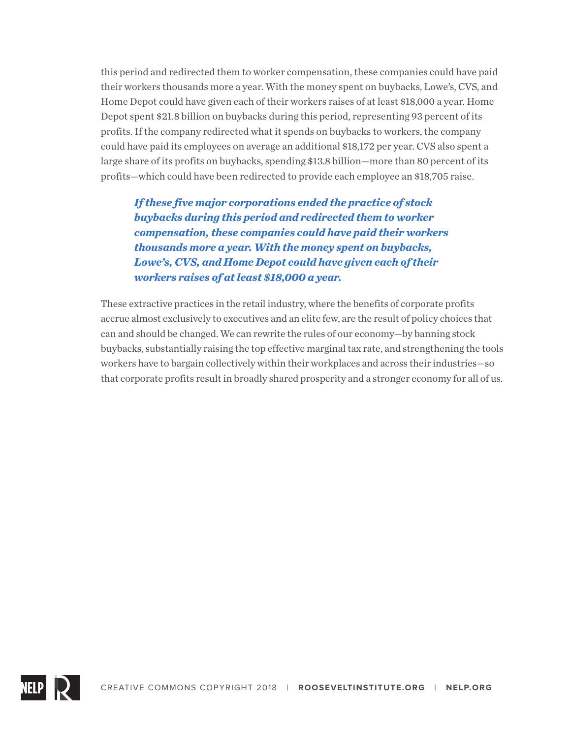this period and redirected them to worker compensation, these companies could have paid their workers thousands more a year. With the money spent on buybacks, Lowe's, CVS, and Home Depot could have given each of their workers raises of at least $18,000 a year. Home Depot spent $21.8 billion on buybacks during this period, representing 93 percent of its profits. If the company redirected what it spends on buybacks to workers, the company could have paid its employees on average an additional $18,172 per year. CVS also spent a large share of its profits on buybacks, spending $13.8 billion—more than 80 percent of its profits—which could have been redirected to provide each employee an $18,705 raise.

> ***If these five major corporations ended the practice of stock buybacks during this period and redirected them to worker compensation, these companies could have paid their workers thousands more a year. With the money spent on buybacks, Lowe's, CVS, and Home Depot could have given each of their workers raises of at least $18,000 a year.***

These extractive practices in the retail industry, where the benefits of corporate profits accrue almost exclusively to executives and an elite few, are the result of policy choices that can and should be changed. We can rewrite the rules of our economy—by banning stock buybacks, substantially raising the top effective marginal tax rate, and strengthening the tools workers have to bargain collectively within their workplaces and across their industries—so that corporate profits result in broadly shared prosperity and a stronger economy for all of us.